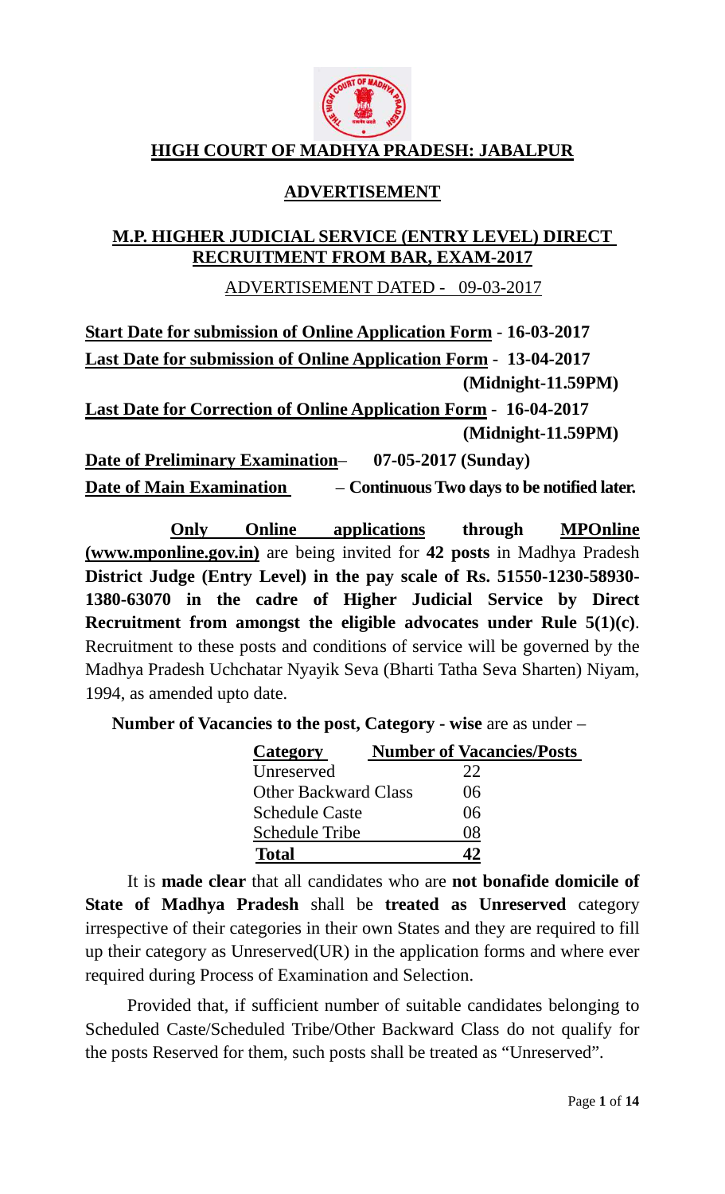# HIGH COURT OF MADHYA PRADESH: JABALPUR

## ADVERTISEMENT

## M.P. HIGHER JUDICIAL SERVICE (ENTRY LEVEL) DIRECT RECRUITMENT FROM BAR, EXAM-2017

ADVERTISEMENT DATED - 09-03-2017

**Start Date for submission of Online Application Form - 16-03-2017**

**Last Date for submission of Online Application Form - 13-04-2017 (Midnight-11.59PM)**

**Last Date for Correction of Online Application Form - 16-04-2017 (Midnight-11.59PM)**

**Date of Preliminary Examination– 07-05-2017 (Sunday)**

**Date of Main Examination – Continuous Two days to be notified later.**

**Only Online applications through MPOnline (www.mponline.gov.in)** are being invited for **42 posts** in Madhya Pradesh **District Judge (Entry Level) in the pay scale of Rs. 51550-1230-58930-1380-63070 in the cadre of Higher Judicial Service by Direct Recruitment from amongst the eligible advocates under Rule 5(1)(c)**. Recruitment to these posts and conditions of service will be governed by the Madhya Pradesh Uchchatar Nyayik Seva (Bharti Tatha Seva Sharten) Niyam, 1994, as amended upto date.

**Number of Vacancies to the post, Category - wise** are as under –

| Category | Number of Vacancies/Posts |
|---|---|
| Unreserved | 22 |
| Other Backward Class | 06 |
| Schedule Caste | 06 |
| Schedule Tribe | 08 |
| **Total** | **42** |

It is **made clear** that all candidates who are **not bonafide domicile of State of Madhya Pradesh** shall be **treated as Unreserved** category irrespective of their categories in their own States and they are required to fill up their category as Unreserved(UR) in the application forms and where ever required during Process of Examination and Selection.

Provided that, if sufficient number of suitable candidates belonging to Scheduled Caste/Scheduled Tribe/Other Backward Class do not qualify for the posts Reserved for them, such posts shall be treated as "Unreserved".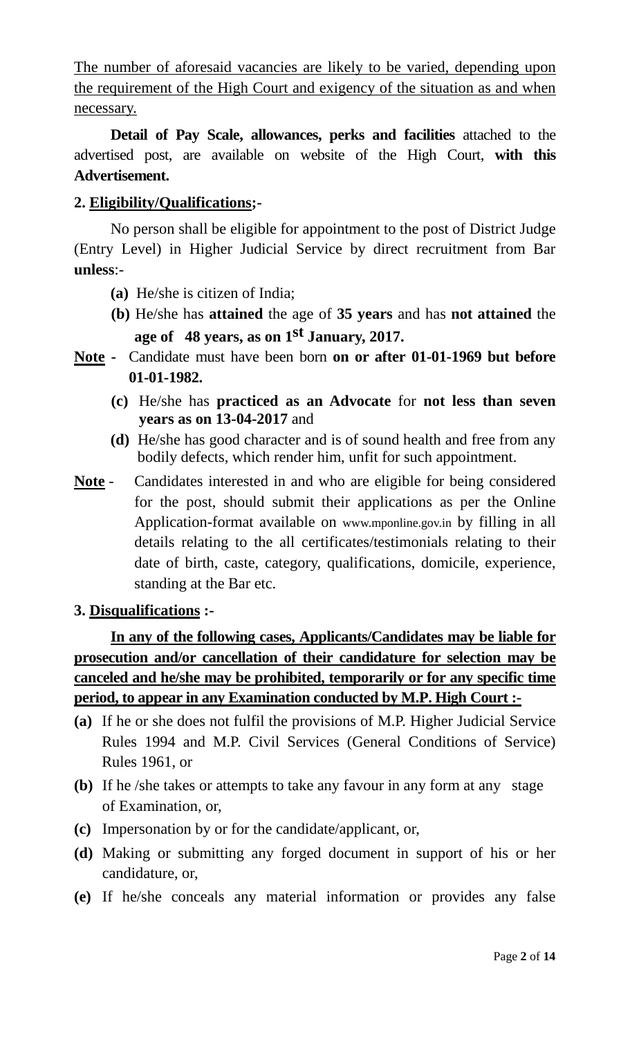<u>The number of aforesaid vacancies are likely to be varied, depending upon the requirement of the High Court and exigency of the situation as and when necessary.</u>

**Detail of Pay Scale, allowances, perks and facilities** attached to the advertised post, are available on website of the High Court, **with this Advertisement.**

**2. <u>Eligibility/Qualifications</u>;-**

No person shall be eligible for appointment to the post of District Judge (Entry Level) in Higher Judicial Service by direct recruitment from Bar **unless**:-

- **(a)** He/she is citizen of India;
- **(b)** He/she has **attained** the age of **35 years** and has **not attained** the **age of 48 years, as on 1st January, 2017.**

**<u>Note</u> -** Candidate must have been born **on or after 01-01-1969 but before 01-01-1982.**

- **(c)** He/she has **practiced as an Advocate** for **not less than seven years as on 13-04-2017** and
- **(d)** He/she has good character and is of sound health and free from any bodily defects, which render him, unfit for such appointment.

**<u>Note</u>** - Candidates interested in and who are eligible for being considered for the post, should submit their applications as per the Online Application-format available on www.mponline.gov.in by filling in all details relating to the all certificates/testimonials relating to their date of birth, caste, category, qualifications, domicile, experience, standing at the Bar etc.

**3. <u>Disqualifications</u> :-**

**<u>In any of the following cases, Applicants/Candidates may be liable for prosecution and/or cancellation of their candidature for selection may be canceled and he/she may be prohibited, temporarily or for any specific time period, to appear in any Examination conducted by M.P. High Court :-</u>**

- **(a)** If he or she does not fulfil the provisions of M.P. Higher Judicial Service Rules 1994 and M.P. Civil Services (General Conditions of Service) Rules 1961, or
- **(b)** If he /she takes or attempts to take any favour in any form at any stage of Examination, or,
- **(c)** Impersonation by or for the candidate/applicant, or,
- **(d)** Making or submitting any forged document in support of his or her candidature, or,
- **(e)** If he/she conceals any material information or provides any false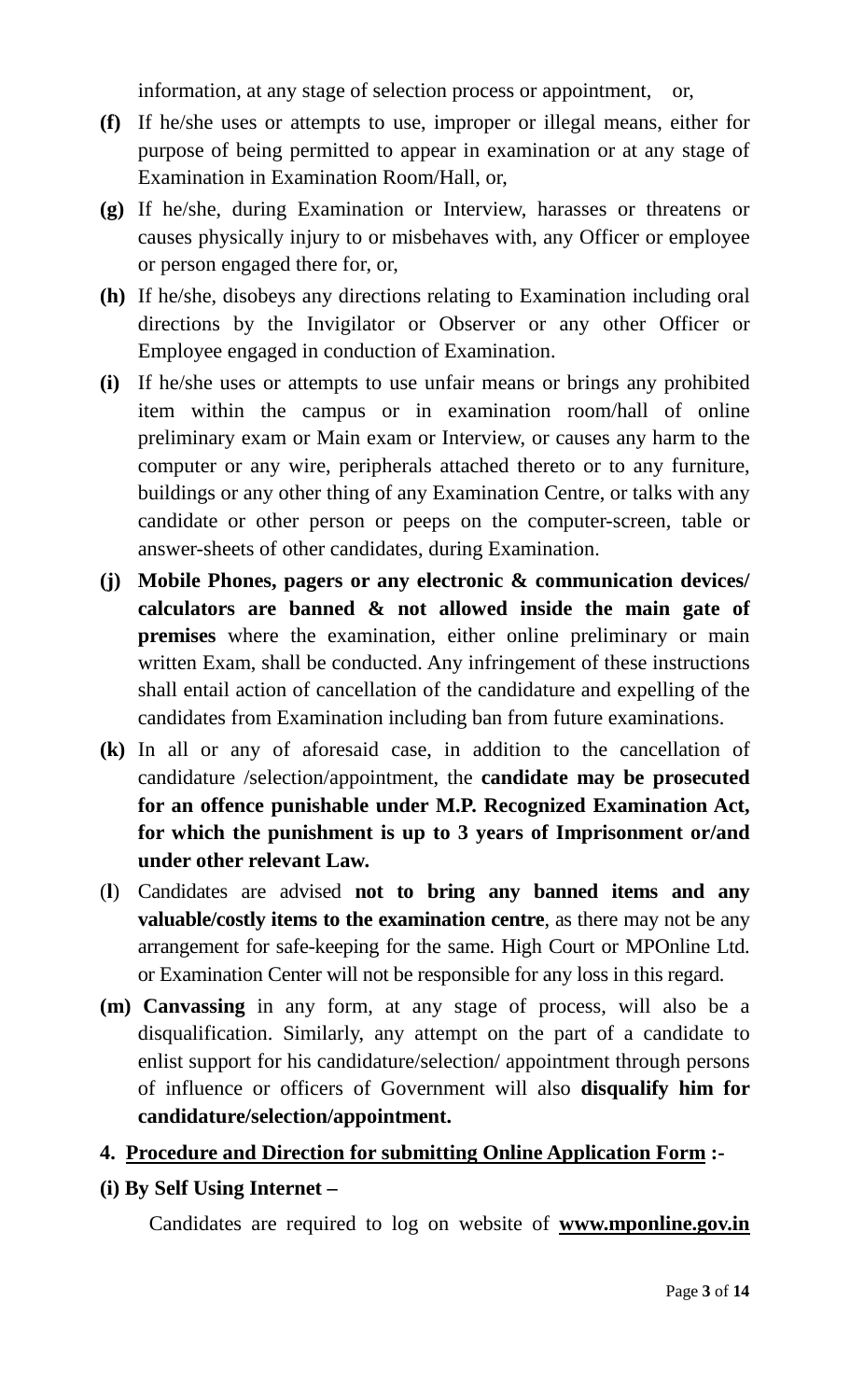information, at any stage of selection process or appointment, or,

**(f)** If he/she uses or attempts to use, improper or illegal means, either for purpose of being permitted to appear in examination or at any stage of Examination in Examination Room/Hall, or,

**(g)** If he/she, during Examination or Interview, harasses or threatens or causes physically injury to or misbehaves with, any Officer or employee or person engaged there for, or,

**(h)** If he/she, disobeys any directions relating to Examination including oral directions by the Invigilator or Observer or any other Officer or Employee engaged in conduction of Examination.

**(i)** If he/she uses or attempts to use unfair means or brings any prohibited item within the campus or in examination room/hall of online preliminary exam or Main exam or Interview, or causes any harm to the computer or any wire, peripherals attached thereto or to any furniture, buildings or any other thing of any Examination Centre, or talks with any candidate or other person or peeps on the computer-screen, table or answer-sheets of other candidates, during Examination.

**(j) Mobile Phones, pagers or any electronic & communication devices/ calculators are banned & not allowed inside the main gate of premises** where the examination, either online preliminary or main written Exam, shall be conducted. Any infringement of these instructions shall entail action of cancellation of the candidature and expelling of the candidates from Examination including ban from future examinations.

**(k)** In all or any of aforesaid case, in addition to the cancellation of candidature /selection/appointment, the **candidate may be prosecuted for an offence punishable under M.P. Recognized Examination Act, for which the punishment is up to 3 years of Imprisonment or/and under other relevant Law.**

(**l**) Candidates are advised **not to bring any banned items and any valuable/costly items to the examination centre**, as there may not be any arrangement for safe-keeping for the same. High Court or MPOnline Ltd. or Examination Center will not be responsible for any loss in this regard.

**(m) Canvassing** in any form, at any stage of process, will also be a disqualification. Similarly, any attempt on the part of a candidate to enlist support for his candidature/selection/ appointment through persons of influence or officers of Government will also **disqualify him for candidature/selection/appointment.**

**4. <u>Procedure and Direction for submitting Online Application Form</u> :-**

**(i) By Self Using Internet –**

Candidates are required to log on website of **<u>www.mponline.gov.in</u>**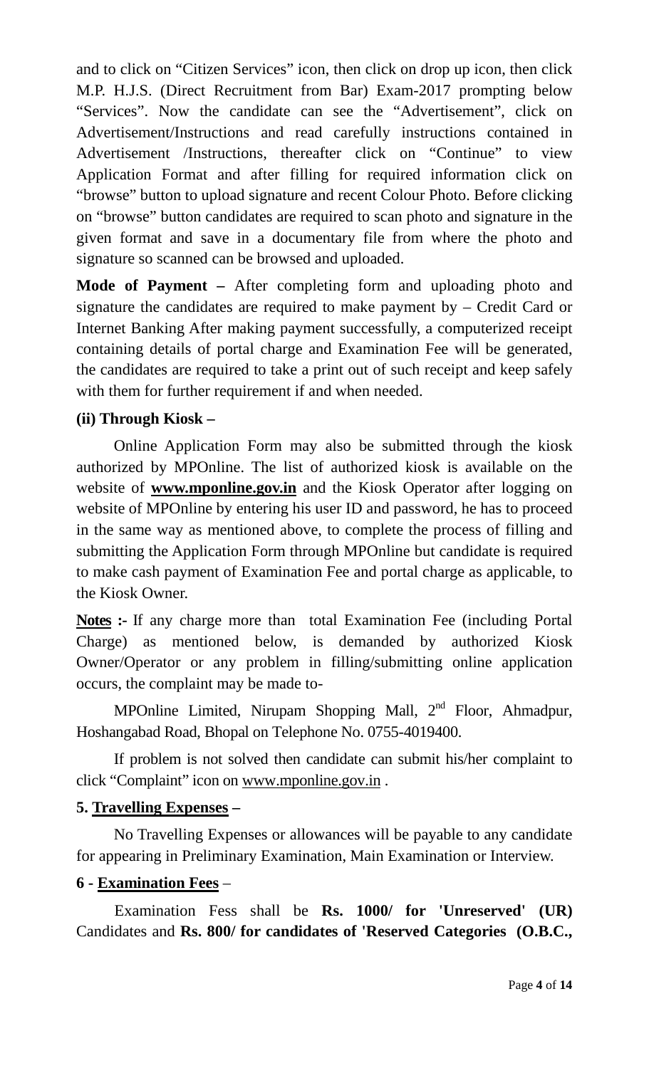and to click on "Citizen Services" icon, then click on drop up icon, then click M.P. H.J.S. (Direct Recruitment from Bar) Exam-2017 prompting below "Services". Now the candidate can see the "Advertisement", click on Advertisement/Instructions and read carefully instructions contained in Advertisement /Instructions, thereafter click on "Continue" to view Application Format and after filling for required information click on "browse" button to upload signature and recent Colour Photo. Before clicking on "browse" button candidates are required to scan photo and signature in the given format and save in a documentary file from where the photo and signature so scanned can be browsed and uploaded.

**Mode of Payment –** After completing form and uploading photo and signature the candidates are required to make payment by – Credit Card or Internet Banking After making payment successfully, a computerized receipt containing details of portal charge and Examination Fee will be generated, the candidates are required to take a print out of such receipt and keep safely with them for further requirement if and when needed.

**(ii) Through Kiosk –**

Online Application Form may also be submitted through the kiosk authorized by MPOnline. The list of authorized kiosk is available on the website of **www.mponline.gov.in** and the Kiosk Operator after logging on website of MPOnline by entering his user ID and password, he has to proceed in the same way as mentioned above, to complete the process of filling and submitting the Application Form through MPOnline but candidate is required to make cash payment of Examination Fee and portal charge as applicable, to the Kiosk Owner.

**Notes :-** If any charge more than total Examination Fee (including Portal Charge) as mentioned below, is demanded by authorized Kiosk Owner/Operator or any problem in filling/submitting online application occurs, the complaint may be made to-

MPOnline Limited, Nirupam Shopping Mall, 2nd Floor, Ahmadpur, Hoshangabad Road, Bhopal on Telephone No. 0755-4019400.

If problem is not solved then candidate can submit his/her complaint to click "Complaint" icon on www.mponline.gov.in .

**5. Travelling Expenses –**

No Travelling Expenses or allowances will be payable to any candidate for appearing in Preliminary Examination, Main Examination or Interview.

**6 - Examination Fees** –

Examination Fess shall be **Rs. 1000/ for 'Unreserved' (UR)** Candidates and **Rs. 800/ for candidates of 'Reserved Categories (O.B.C.,**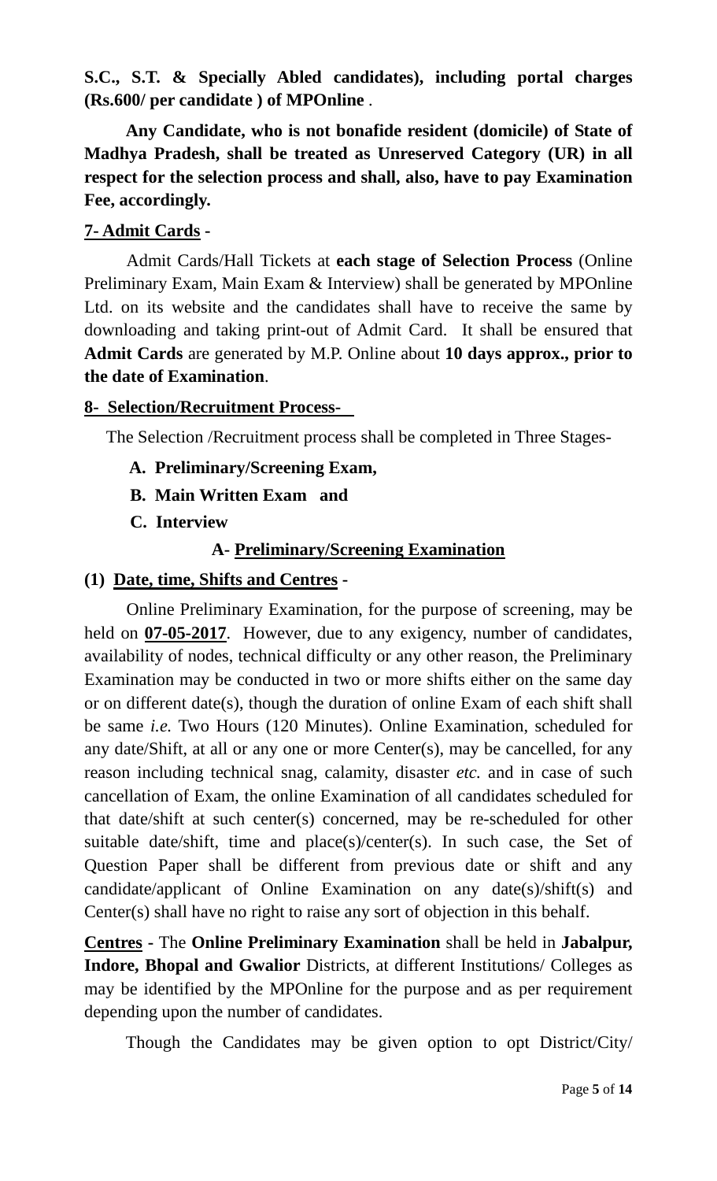**S.C., S.T. & Specially Abled candidates), including portal charges (Rs.600/ per candidate ) of MPOnline**.

**Any Candidate, who is not bonafide resident (domicile) of State of Madhya Pradesh, shall be treated as Unreserved Category (UR) in all respect for the selection process and shall, also, have to pay Examination Fee, accordingly.**

### 7- Admit Cards -

Admit Cards/Hall Tickets at **each stage of Selection Process** (Online Preliminary Exam, Main Exam & Interview) shall be generated by MPOnline Ltd. on its website and the candidates shall have to receive the same by downloading and taking print-out of Admit Card. It shall be ensured that **Admit Cards** are generated by M.P. Online about **10 days approx., prior to the date of Examination**.

### 8- Selection/Recruitment Process-

The Selection /Recruitment process shall be completed in Three Stages-

- **A. Preliminary/Screening Exam,**
- **B. Main Written Exam and**
- **C. Interview**

#### A- Preliminary/Screening Examination

**(1) Date, time, Shifts and Centres -**

Online Preliminary Examination, for the purpose of screening, may be held on **07-05-2017**. However, due to any exigency, number of candidates, availability of nodes, technical difficulty or any other reason, the Preliminary Examination may be conducted in two or more shifts either on the same day or on different date(s), though the duration of online Exam of each shift shall be same *i.e.* Two Hours (120 Minutes). Online Examination, scheduled for any date/Shift, at all or any one or more Center(s), may be cancelled, for any reason including technical snag, calamity, disaster *etc.* and in case of such cancellation of Exam, the online Examination of all candidates scheduled for that date/shift at such center(s) concerned, may be re-scheduled for other suitable date/shift, time and place(s)/center(s). In such case, the Set of Question Paper shall be different from previous date or shift and any candidate/applicant of Online Examination on any date(s)/shift(s) and Center(s) shall have no right to raise any sort of objection in this behalf.

**Centres -** The **Online Preliminary Examination** shall be held in **Jabalpur, Indore, Bhopal and Gwalior** Districts, at different Institutions/ Colleges as may be identified by the MPOnline for the purpose and as per requirement depending upon the number of candidates.

Though the Candidates may be given option to opt District/City/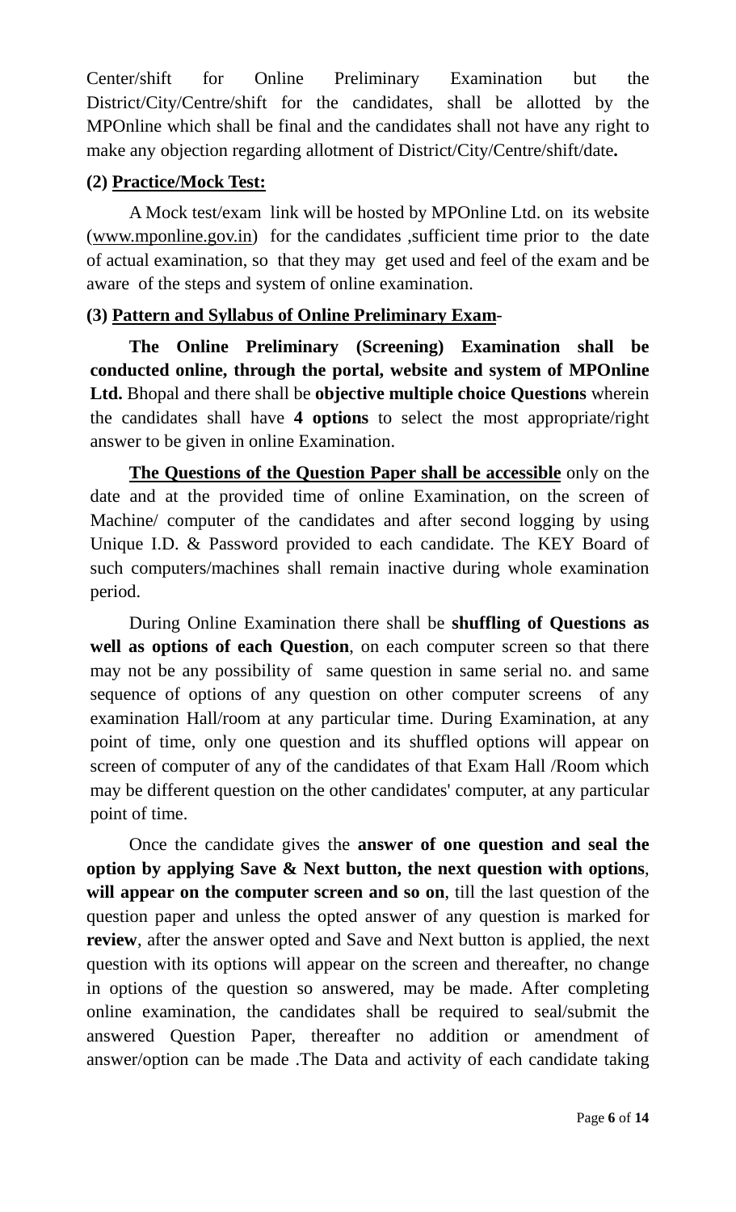Center/shift for Online Preliminary Examination but the District/City/Centre/shift for the candidates, shall be allotted by the MPOnline which shall be final and the candidates shall not have any right to make any objection regarding allotment of District/City/Centre/shift/date**.**

**(2) Practice/Mock Test:**

A Mock test/exam link will be hosted by MPOnline Ltd. on its website (www.mponline.gov.in) for the candidates ,sufficient time prior to the date of actual examination, so that they may get used and feel of the exam and be aware of the steps and system of online examination.

**(3) Pattern and Syllabus of Online Preliminary Exam-**

**The Online Preliminary (Screening) Examination shall be conducted online, through the portal, website and system of MPOnline Ltd.** Bhopal and there shall be **objective multiple choice Questions** wherein the candidates shall have **4 options** to select the most appropriate/right answer to be given in online Examination.

**The Questions of the Question Paper shall be accessible** only on the date and at the provided time of online Examination, on the screen of Machine/ computer of the candidates and after second logging by using Unique I.D. & Password provided to each candidate. The KEY Board of such computers/machines shall remain inactive during whole examination period.

During Online Examination there shall be **shuffling of Questions as well as options of each Question**, on each computer screen so that there may not be any possibility of same question in same serial no. and same sequence of options of any question on other computer screens of any examination Hall/room at any particular time. During Examination, at any point of time, only one question and its shuffled options will appear on screen of computer of any of the candidates of that Exam Hall /Room which may be different question on the other candidates' computer, at any particular point of time.

Once the candidate gives the **answer of one question and seal the option by applying Save & Next button, the next question with options**, **will appear on the computer screen and so on**, till the last question of the question paper and unless the opted answer of any question is marked for **review**, after the answer opted and Save and Next button is applied, the next question with its options will appear on the screen and thereafter, no change in options of the question so answered, may be made. After completing online examination, the candidates shall be required to seal/submit the answered Question Paper, thereafter no addition or amendment of answer/option can be made .The Data and activity of each candidate taking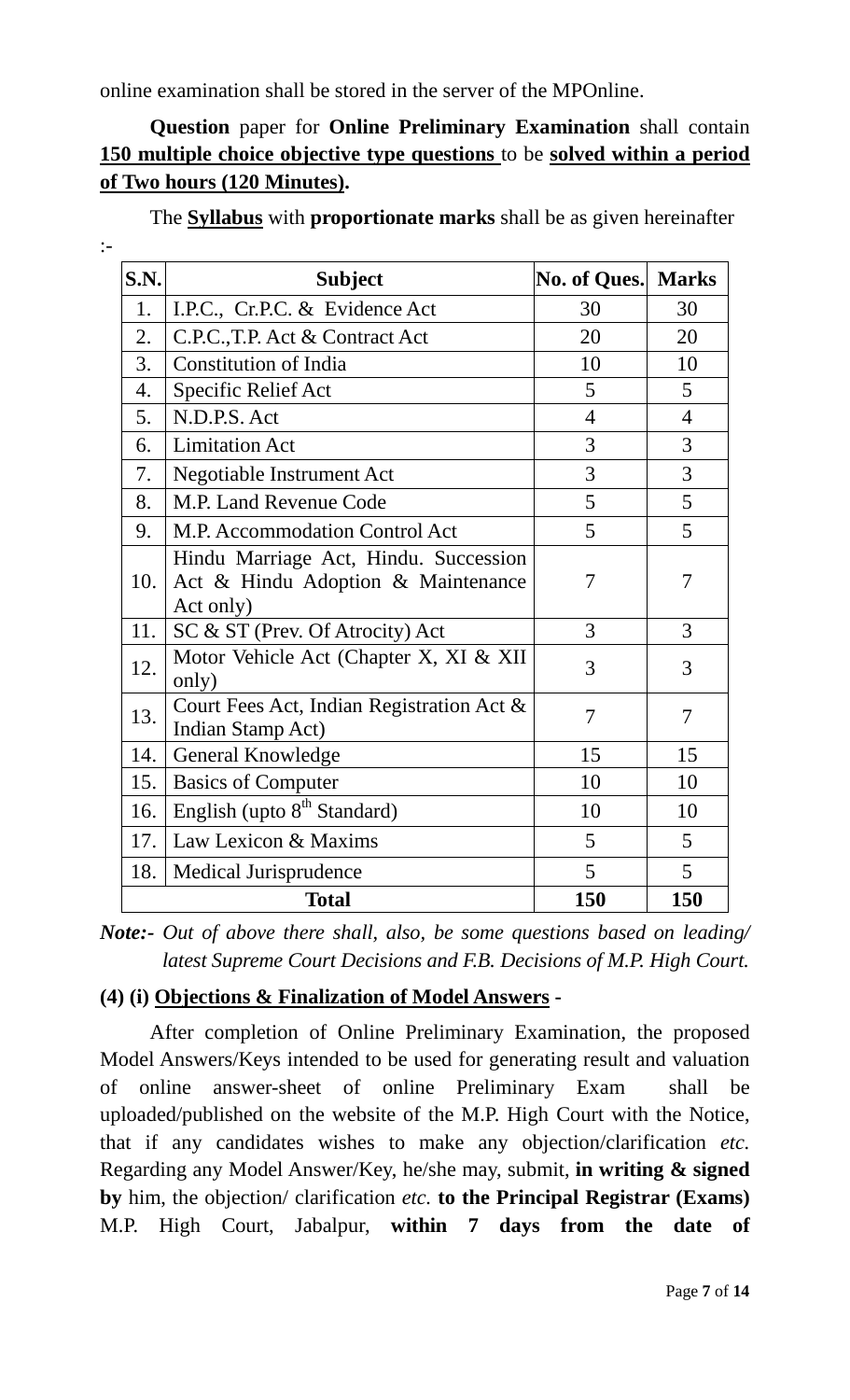online examination shall be stored in the server of the MPOnline.

**Question** paper for **Online Preliminary Examination** shall contain **150 multiple choice objective type questions** to be **solved within a period of Two hours (120 Minutes).**

The **Syllabus** with **proportionate marks** shall be as given hereinafter :-

| S.N. | Subject | No. of Ques. | Marks |
|---|---|---|---|
| 1. | I.P.C., Cr.P.C. & Evidence Act | 30 | 30 |
| 2. | C.P.C.,T.P. Act & Contract Act | 20 | 20 |
| 3. | Constitution of India | 10 | 10 |
| 4. | Specific Relief Act | 5 | 5 |
| 5. | N.D.P.S. Act | 4 | 4 |
| 6. | Limitation Act | 3 | 3 |
| 7. | Negotiable Instrument Act | 3 | 3 |
| 8. | M.P. Land Revenue Code | 5 | 5 |
| 9. | M.P. Accommodation Control Act | 5 | 5 |
| 10. | Hindu Marriage Act, Hindu. Succession Act & Hindu Adoption & Maintenance Act only) | 7 | 7 |
| 11. | SC & ST (Prev. Of Atrocity) Act | 3 | 3 |
| 12. | Motor Vehicle Act (Chapter X, XI & XII only) | 3 | 3 |
| 13. | Court Fees Act, Indian Registration Act & Indian Stamp Act) | 7 | 7 |
| 14. | General Knowledge | 15 | 15 |
| 15. | Basics of Computer | 10 | 10 |
| 16. | English (upto 8th Standard) | 10 | 10 |
| 17. | Law Lexicon & Maxims | 5 | 5 |
| 18. | Medical Jurisprudence | 5 | 5 |
| | **Total** | **150** | **150** |

***Note:-** Out of above there shall, also, be some questions based on leading/ latest Supreme Court Decisions and F.B. Decisions of M.P. High Court.*

**(4) (i) Objections & Finalization of Model Answers -**

After completion of Online Preliminary Examination, the proposed Model Answers/Keys intended to be used for generating result and valuation of online answer-sheet of online Preliminary Exam shall be uploaded/published on the website of the M.P. High Court with the Notice, that if any candidates wishes to make any objection/clarification *etc.* Regarding any Model Answer/Key, he/she may, submit, **in writing & signed by** him, the objection/ clarification *etc.* **to the Principal Registrar (Exams)** M.P. High Court, Jabalpur, **within 7 days from the date of**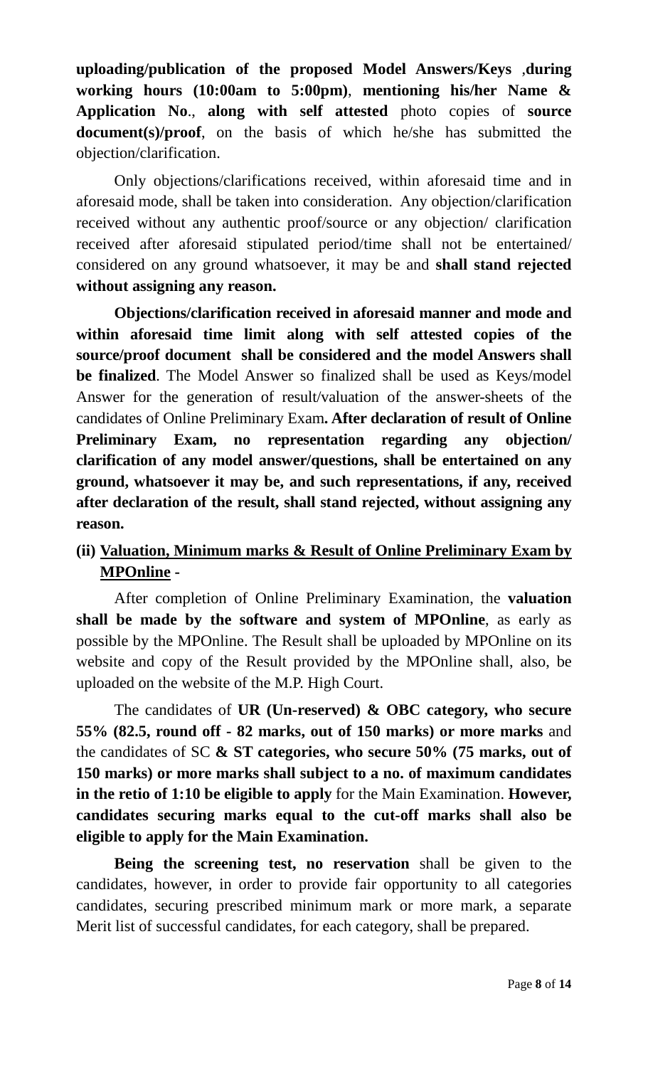**uploading/publication of the proposed Model Answers/Keys** ,**during working hours (10:00am to 5:00pm)**, **mentioning his/her Name & Application No**., **along with self attested** photo copies of **source document(s)/proof**, on the basis of which he/she has submitted the objection/clarification.

Only objections/clarifications received, within aforesaid time and in aforesaid mode, shall be taken into consideration. Any objection/clarification received without any authentic proof/source or any objection/ clarification received after aforesaid stipulated period/time shall not be entertained/ considered on any ground whatsoever, it may be and **shall stand rejected without assigning any reason.**

**Objections/clarification received in aforesaid manner and mode and within aforesaid time limit along with self attested copies of the source/proof document shall be considered and the model Answers shall be finalized**. The Model Answer so finalized shall be used as Keys/model Answer for the generation of result/valuation of the answer-sheets of the candidates of Online Preliminary Exam**. After declaration of result of Online Preliminary Exam, no representation regarding any objection/ clarification of any model answer/questions, shall be entertained on any ground, whatsoever it may be, and such representations, if any, received after declaration of the result, shall stand rejected, without assigning any reason.**

**(ii) Valuation, Minimum marks & Result of Online Preliminary Exam by MPOnline -**

After completion of Online Preliminary Examination, the **valuation shall be made by the software and system of MPOnline**, as early as possible by the MPOnline. The Result shall be uploaded by MPOnline on its website and copy of the Result provided by the MPOnline shall, also, be uploaded on the website of the M.P. High Court.

The candidates of **UR (Un-reserved) & OBC category, who secure 55% (82.5, round off - 82 marks, out of 150 marks) or more marks** and the candidates of SC **& ST categories, who secure 50% (75 marks, out of 150 marks) or more marks shall subject to a no. of maximum candidates in the retio of 1:10 be eligible to apply** for the Main Examination. **However, candidates securing marks equal to the cut-off marks shall also be eligible to apply for the Main Examination.**

**Being the screening test, no reservation** shall be given to the candidates, however, in order to provide fair opportunity to all categories candidates, securing prescribed minimum mark or more mark, a separate Merit list of successful candidates, for each category, shall be prepared.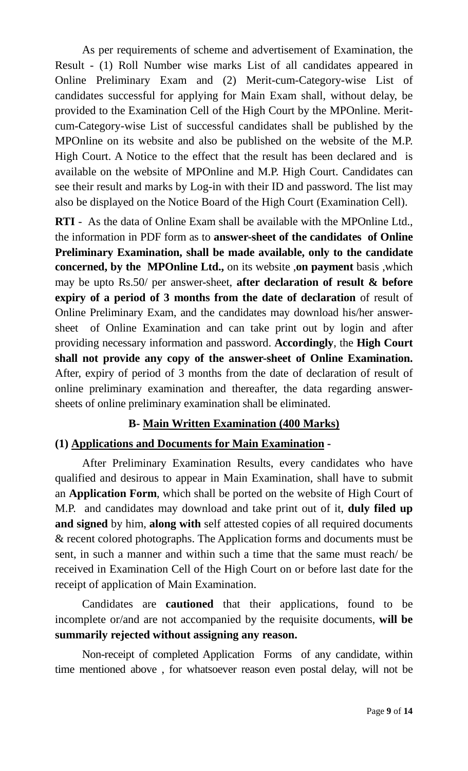As per requirements of scheme and advertisement of Examination, the Result - (1) Roll Number wise marks List of all candidates appeared in Online Preliminary Exam and (2) Merit-cum-Category-wise List of candidates successful for applying for Main Exam shall, without delay, be provided to the Examination Cell of the High Court by the MPOnline. Merit-cum-Category-wise List of successful candidates shall be published by the MPOnline on its website and also be published on the website of the M.P. High Court. A Notice to the effect that the result has been declared and is available on the website of MPOnline and M.P. High Court. Candidates can see their result and marks by Log-in with their ID and password. The list may also be displayed on the Notice Board of the High Court (Examination Cell).

**RTI** - As the data of Online Exam shall be available with the MPOnline Ltd., the information in PDF form as to **answer-sheet of the candidates of Online Preliminary Examination, shall be made available, only to the candidate concerned, by the MPOnline Ltd.,** on its website ,**on payment** basis ,which may be upto Rs.50/ per answer-sheet, **after declaration of result & before expiry of a period of 3 months from the date of declaration** of result of Online Preliminary Exam, and the candidates may download his/her answer-sheet of Online Examination and can take print out by login and after providing necessary information and password. **Accordingly**, the **High Court shall not provide any copy of the answer-sheet of Online Examination.** After, expiry of period of 3 months from the date of declaration of result of online preliminary examination and thereafter, the data regarding answer-sheets of online preliminary examination shall be eliminated.

### B- Main Written Examination (400 Marks)

**(1) Applications and Documents for Main Examination -**

After Preliminary Examination Results, every candidates who have qualified and desirous to appear in Main Examination, shall have to submit an **Application Form**, which shall be ported on the website of High Court of M.P. and candidates may download and take print out of it, **duly filed up and signed** by him, **along with** self attested copies of all required documents & recent colored photographs. The Application forms and documents must be sent, in such a manner and within such a time that the same must reach/ be received in Examination Cell of the High Court on or before last date for the receipt of application of Main Examination.

Candidates are **cautioned** that their applications, found to be incomplete or/and are not accompanied by the requisite documents, **will be summarily rejected without assigning any reason.**

Non-receipt of completed Application Forms of any candidate, within time mentioned above , for whatsoever reason even postal delay, will not be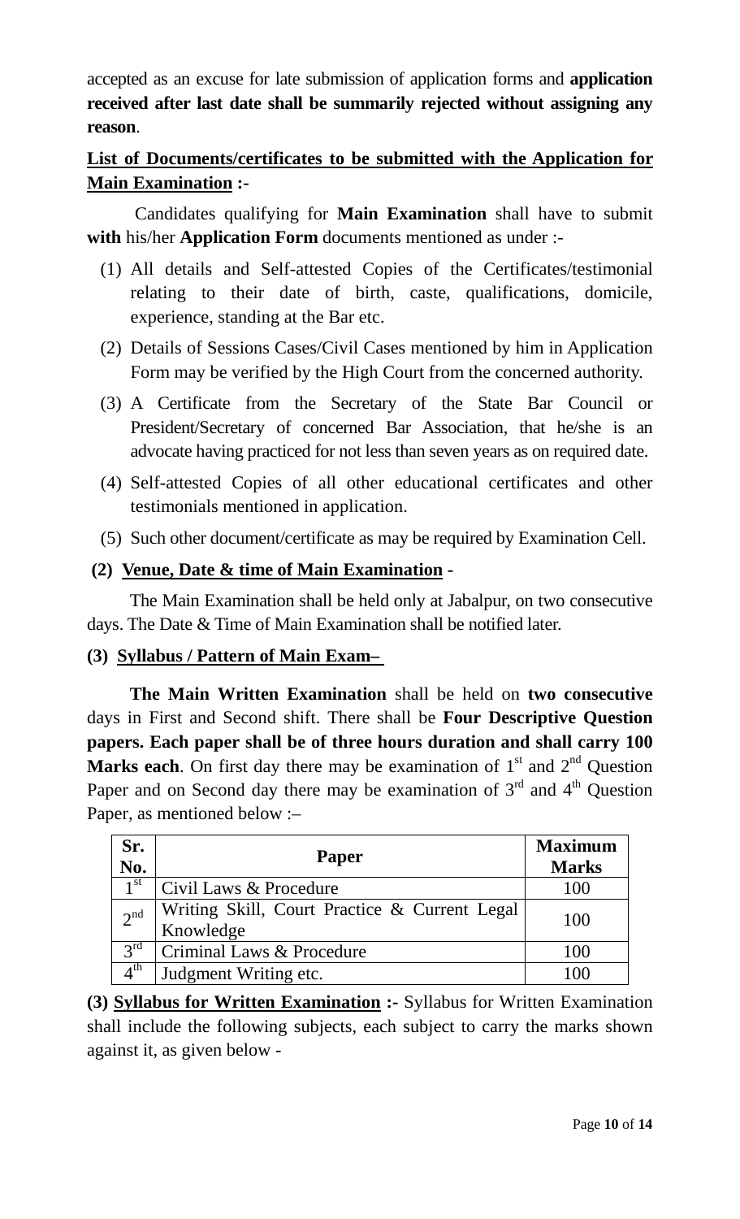accepted as an excuse for late submission of application forms and **application received after last date shall be summarily rejected without assigning any reason**.

**List of Documents/certificates to be submitted with the Application for Main Examination :-**

Candidates qualifying for **Main Examination** shall have to submit **with** his/her **Application Form** documents mentioned as under :-

(1) All details and Self-attested Copies of the Certificates/testimonial relating to their date of birth, caste, qualifications, domicile, experience, standing at the Bar etc.

(2) Details of Sessions Cases/Civil Cases mentioned by him in Application Form may be verified by the High Court from the concerned authority.

(3) A Certificate from the Secretary of the State Bar Council or President/Secretary of concerned Bar Association, that he/she is an advocate having practiced for not less than seven years as on required date.

(4) Self-attested Copies of all other educational certificates and other testimonials mentioned in application.

(5) Such other document/certificate as may be required by Examination Cell.

**(2) Venue, Date & time of Main Examination -**

The Main Examination shall be held only at Jabalpur, on two consecutive days. The Date & Time of Main Examination shall be notified later.

**(3) Syllabus / Pattern of Main Exam–**

**The Main Written Examination** shall be held on **two consecutive** days in First and Second shift. There shall be **Four Descriptive Question papers. Each paper shall be of three hours duration and shall carry 100 Marks each**. On first day there may be examination of 1st and 2nd Question Paper and on Second day there may be examination of 3rd and 4th Question Paper, as mentioned below :–

| Sr. No. | Paper | Maximum Marks |
|---|---|---|
| 1st | Civil Laws & Procedure | 100 |
| 2nd | Writing Skill, Court Practice & Current Legal Knowledge | 100 |
| 3rd | Criminal Laws & Procedure | 100 |
| 4th | Judgment Writing etc. | 100 |

**(3) Syllabus for Written Examination :-** Syllabus for Written Examination shall include the following subjects, each subject to carry the marks shown against it, as given below -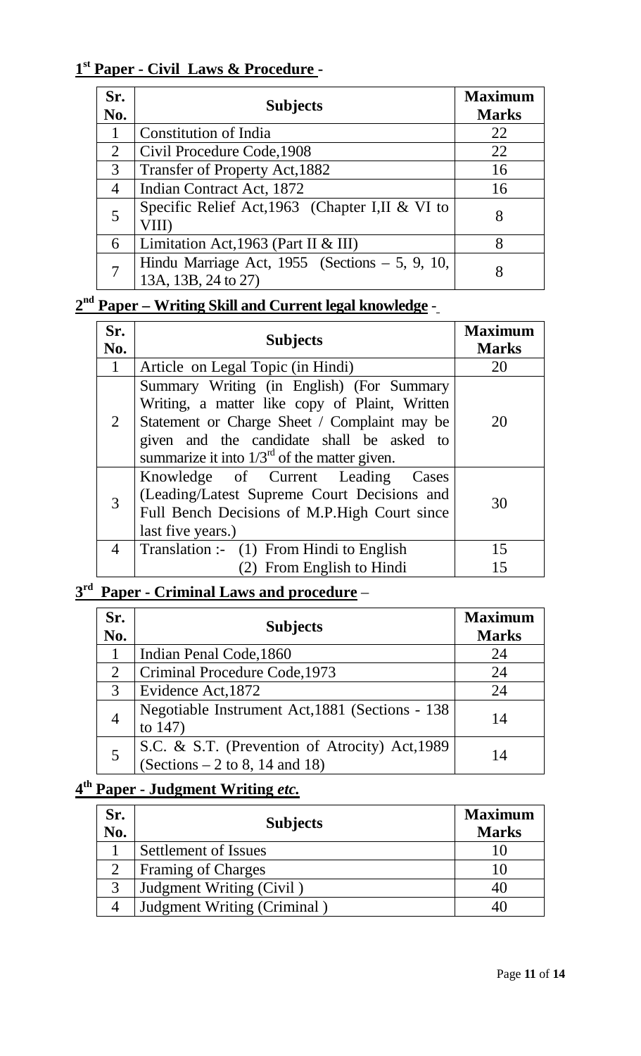## 1st Paper - Civil Laws & Procedure -

| Sr. No. | Subjects | Maximum Marks |
|---|---|---|
| 1 | Constitution of India | 22 |
| 2 | Civil Procedure Code,1908 | 22 |
| 3 | Transfer of Property Act,1882 | 16 |
| 4 | Indian Contract Act, 1872 | 16 |
| 5 | Specific Relief Act,1963 (Chapter I,II & VI to VIII) | 8 |
| 6 | Limitation Act,1963 (Part II & III) | 8 |
| 7 | Hindu Marriage Act, 1955 (Sections – 5, 9, 10, 13A, 13B, 24 to 27) | 8 |

## 2nd Paper – Writing Skill and Current legal knowledge -

| Sr. No. | Subjects | Maximum Marks |
|---|---|---|
| 1 | Article on Legal Topic (in Hindi) | 20 |
| 2 | Summary Writing (in English) (For Summary Writing, a matter like copy of Plaint, Written Statement or Charge Sheet / Complaint may be given and the candidate shall be asked to summarize it into 1/3rd of the matter given. | 20 |
| 3 | Knowledge of Current Leading Cases (Leading/Latest Supreme Court Decisions and Full Bench Decisions of M.P.High Court since last five years.) | 30 |
| 4 | Translation :- (1) From Hindi to English | 15 |
| | (2) From English to Hindi | 15 |

## 3rd Paper - Criminal Laws and procedure –

| Sr. No. | Subjects | Maximum Marks |
|---|---|---|
| 1 | Indian Penal Code,1860 | 24 |
| 2 | Criminal Procedure Code,1973 | 24 |
| 3 | Evidence Act,1872 | 24 |
| 4 | Negotiable Instrument Act,1881 (Sections - 138 to 147) | 14 |
| 5 | S.C. & S.T. (Prevention of Atrocity) Act,1989 (Sections – 2 to 8, 14 and 18) | 14 |

## 4th Paper - Judgment Writing *etc.*

| Sr. No. | Subjects | Maximum Marks |
|---|---|---|
| 1 | Settlement of Issues | 10 |
| 2 | Framing of Charges | 10 |
| 3 | Judgment Writing (Civil ) | 40 |
| 4 | Judgment Writing (Criminal ) | 40 |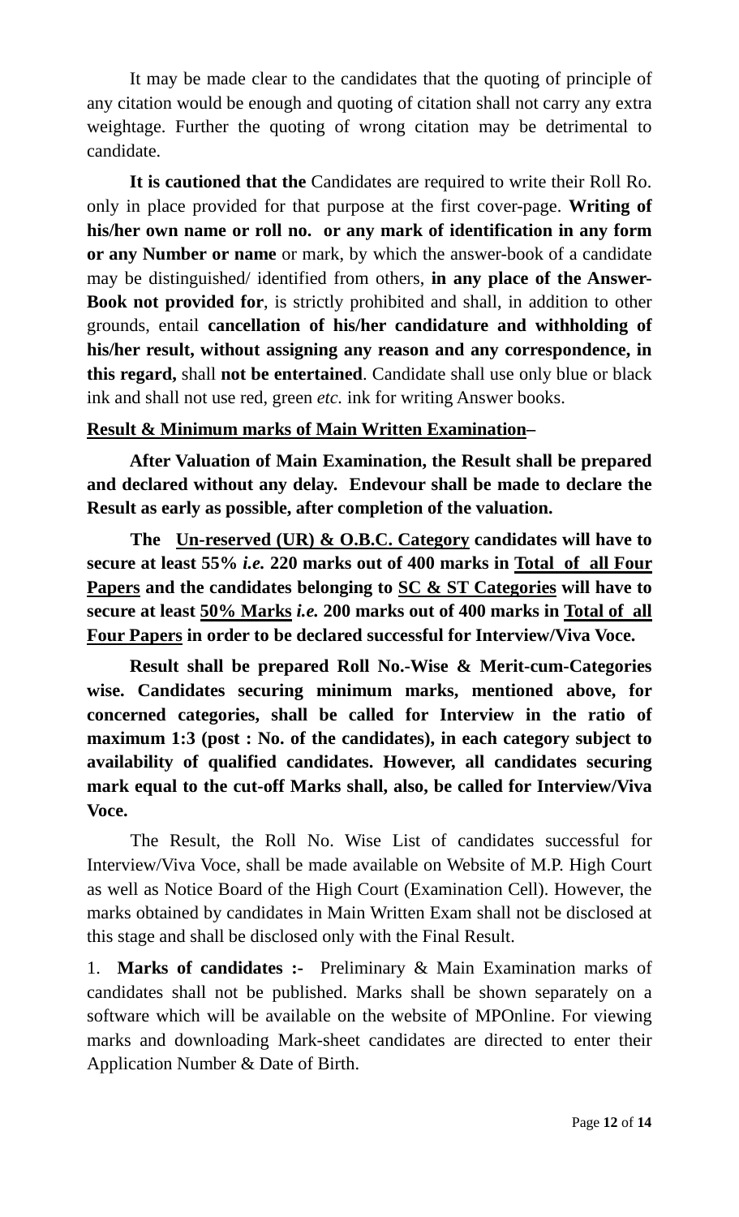It may be made clear to the candidates that the quoting of principle of any citation would be enough and quoting of citation shall not carry any extra weightage. Further the quoting of wrong citation may be detrimental to candidate.

**It is cautioned that the** Candidates are required to write their Roll Ro. only in place provided for that purpose at the first cover-page. **Writing of his/her own name or roll no. or any mark of identification in any form or any Number or name** or mark, by which the answer-book of a candidate may be distinguished/ identified from others, **in any place of the Answer-Book not provided for**, is strictly prohibited and shall, in addition to other grounds, entail **cancellation of his/her candidature and withholding of his/her result, without assigning any reason and any correspondence, in this regard,** shall **not be entertained**. Candidate shall use only blue or black ink and shall not use red, green *etc.* ink for writing Answer books.

**<u>Result & Minimum marks of Main Written Examination</u>–**

**After Valuation of Main Examination, the Result shall be prepared and declared without any delay. Endevour shall be made to declare the Result as early as possible, after completion of the valuation.**

**The <u>Un-reserved (UR) & O.B.C. Category</u> candidates will have to secure at least 55% *i.e.* 220 marks out of 400 marks in <u>Total of all Four Papers</u> and the candidates belonging to <u>SC & ST Categories</u> will have to secure at least <u>50% Marks</u> *i.e.* 200 marks out of 400 marks in <u>Total of all Four Papers</u> in order to be declared successful for Interview/Viva Voce.**

**Result shall be prepared Roll No.-Wise & Merit-cum-Categories wise. Candidates securing minimum marks, mentioned above, for concerned categories, shall be called for Interview in the ratio of maximum 1:3 (post : No. of the candidates), in each category subject to availability of qualified candidates. However, all candidates securing mark equal to the cut-off Marks shall, also, be called for Interview/Viva Voce.**

The Result, the Roll No. Wise List of candidates successful for Interview/Viva Voce, shall be made available on Website of M.P. High Court as well as Notice Board of the High Court (Examination Cell). However, the marks obtained by candidates in Main Written Exam shall not be disclosed at this stage and shall be disclosed only with the Final Result.

1. **Marks of candidates :-** Preliminary & Main Examination marks of candidates shall not be published. Marks shall be shown separately on a software which will be available on the website of MPOnline. For viewing marks and downloading Mark-sheet candidates are directed to enter their Application Number & Date of Birth.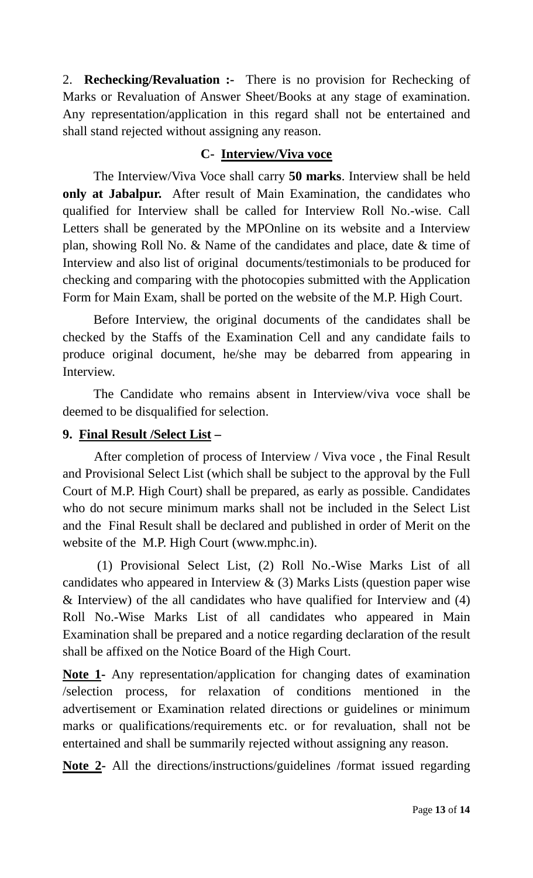2. **Rechecking/Revaluation :-** There is no provision for Rechecking of Marks or Revaluation of Answer Sheet/Books at any stage of examination. Any representation/application in this regard shall not be entertained and shall stand rejected without assigning any reason.

### C- Interview/Viva voce

The Interview/Viva Voce shall carry **50 marks**. Interview shall be held **only at Jabalpur.** After result of Main Examination, the candidates who qualified for Interview shall be called for Interview Roll No.-wise. Call Letters shall be generated by the MPOnline on its website and a Interview plan, showing Roll No. & Name of the candidates and place, date & time of Interview and also list of original documents/testimonials to be produced for checking and comparing with the photocopies submitted with the Application Form for Main Exam, shall be ported on the website of the M.P. High Court.

Before Interview, the original documents of the candidates shall be checked by the Staffs of the Examination Cell and any candidate fails to produce original document, he/she may be debarred from appearing in Interview.

The Candidate who remains absent in Interview/viva voce shall be deemed to be disqualified for selection.

### 9. Final Result /Select List –

After completion of process of Interview / Viva voce , the Final Result and Provisional Select List (which shall be subject to the approval by the Full Court of M.P. High Court) shall be prepared, as early as possible. Candidates who do not secure minimum marks shall not be included in the Select List and the Final Result shall be declared and published in order of Merit on the website of the M.P. High Court (www.mphc.in).

(1) Provisional Select List, (2) Roll No.-Wise Marks List of all candidates who appeared in Interview & (3) Marks Lists (question paper wise & Interview) of the all candidates who have qualified for Interview and (4) Roll No.-Wise Marks List of all candidates who appeared in Main Examination shall be prepared and a notice regarding declaration of the result shall be affixed on the Notice Board of the High Court.

**Note 1-** Any representation/application for changing dates of examination /selection process, for relaxation of conditions mentioned in the advertisement or Examination related directions or guidelines or minimum marks or qualifications/requirements etc. or for revaluation, shall not be entertained and shall be summarily rejected without assigning any reason.

**Note 2-** All the directions/instructions/guidelines /format issued regarding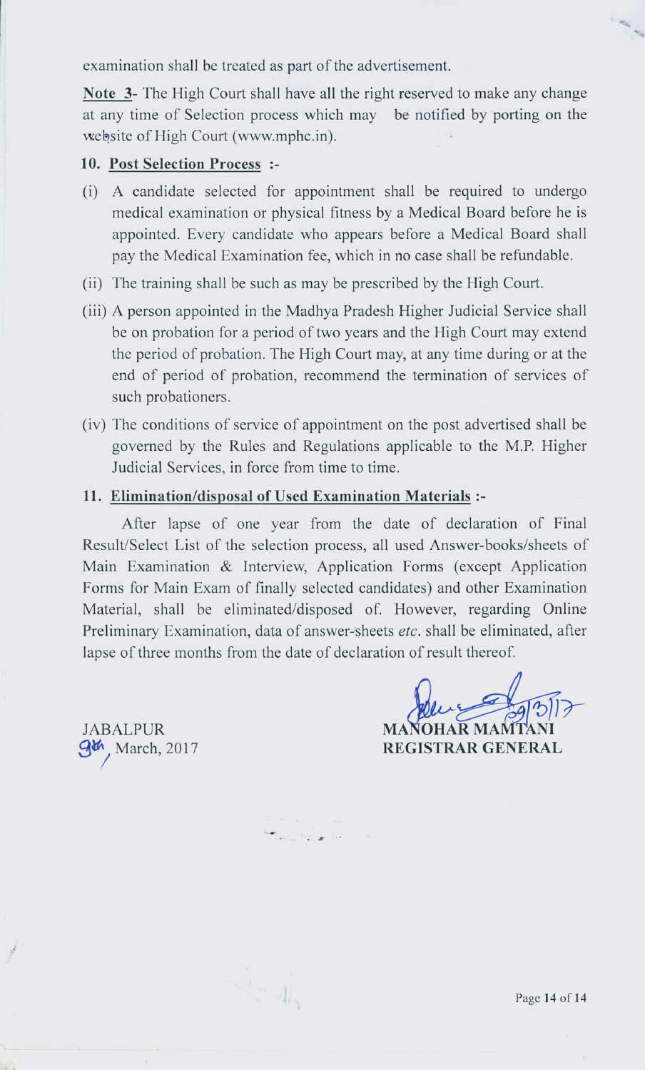examination shall be treated as part of the advertisement.

**Note 3**- The High Court shall have all the right reserved to make any change at any time of Selection process which may be notified by porting on the website of High Court (www.mphc.in).

## 10. Post Selection Process :-

(i) A candidate selected for appointment shall be required to undergo medical examination or physical fitness by a Medical Board before he is appointed. Every candidate who appears before a Medical Board shall pay the Medical Examination fee, which in no case shall be refundable.

(ii) The training shall be such as may be prescribed by the High Court.

(iii) A person appointed in the Madhya Pradesh Higher Judicial Service shall be on probation for a period of two years and the High Court may extend the period of probation. The High Court may, at any time during or at the end of period of probation, recommend the termination of services of such probationers.

(iv) The conditions of service of appointment on the post advertised shall be governed by the Rules and Regulations applicable to the M.P. Higher Judicial Services, in force from time to time.

## 11. Elimination/disposal of Used Examination Materials :-

After lapse of one year from the date of declaration of Final Result/Select List of the selection process, all used Answer-books/sheets of Main Examination & Interview, Application Forms (except Application Forms for Main Exam of finally selected candidates) and other Examination Material, shall be eliminated/disposed of. However, regarding Online Preliminary Examination, data of answer-sheets *etc.* shall be eliminated, after lapse of three months from the date of declaration of result thereof.

JABALPUR
9th, March, 2017

9/3/17
**MANOHAR MAMTANI**
**REGISTRAR GENERAL**